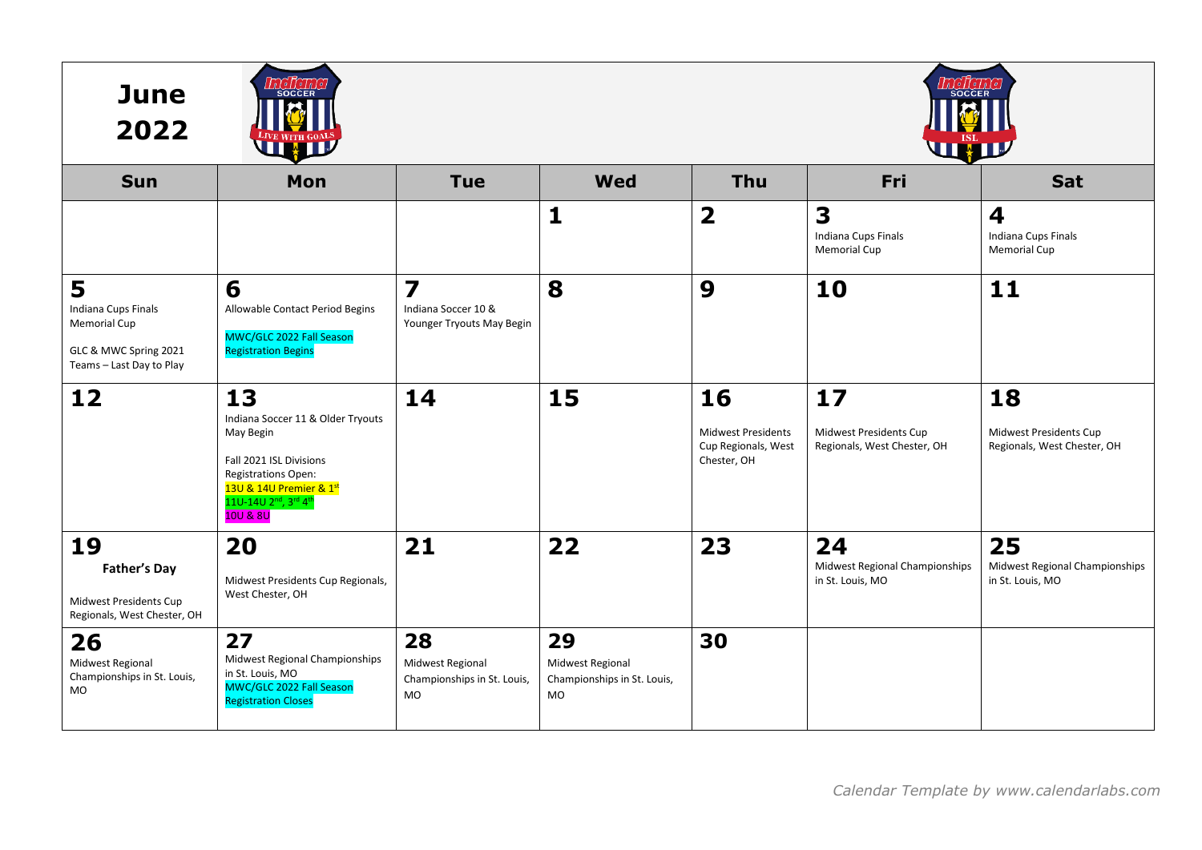# June 2022

| Sun | Mon | Tue | Wed | Thu | Fri | Sat |
| --- | --- | --- | --- | --- | --- | --- |
| | | | **1** | **2** | **3** Indiana Cups Finals Memorial Cup | **4** Indiana Cups Finals Memorial Cup |
| **5** Indiana Cups Finals Memorial Cup<br><br>GLC & MWC Spring 2021 Teams – Last Day to Play | **6** Allowable Contact Period Begins<br><br>MWC/GLC 2022 Fall Season Registration Begins | **7** Indiana Soccer 10 & Younger Tryouts May Begin | **8** | **9** | **10** | **11** |
| **12** | **13** Indiana Soccer 11 & Older Tryouts May Begin<br><br>Fall 2021 ISL Divisions Registrations Open:<br>13U & 14U Premier & 1st<br>11U-14U 2nd, 3rd 4th<br>10U & 8U | **14** | **15** | **16** Midwest Presidents Cup Regionals, West Chester, OH | **17** Midwest Presidents Cup Regionals, West Chester, OH | **18** Midwest Presidents Cup Regionals, West Chester, OH |
| **19** **Father's Day**<br><br>Midwest Presidents Cup Regionals, West Chester, OH | **20** Midwest Presidents Cup Regionals, West Chester, OH | **21** | **22** | **23** | **24** Midwest Regional Championships in St. Louis, MO | **25** Midwest Regional Championships in St. Louis, MO |
| **26** Midwest Regional Championships in St. Louis, MO | **27** Midwest Regional Championships in St. Louis, MO<br>MWC/GLC 2022 Fall Season Registration Closes | **28** Midwest Regional Championships in St. Louis, MO | **29** Midwest Regional Championships in St. Louis, MO | **30** | | |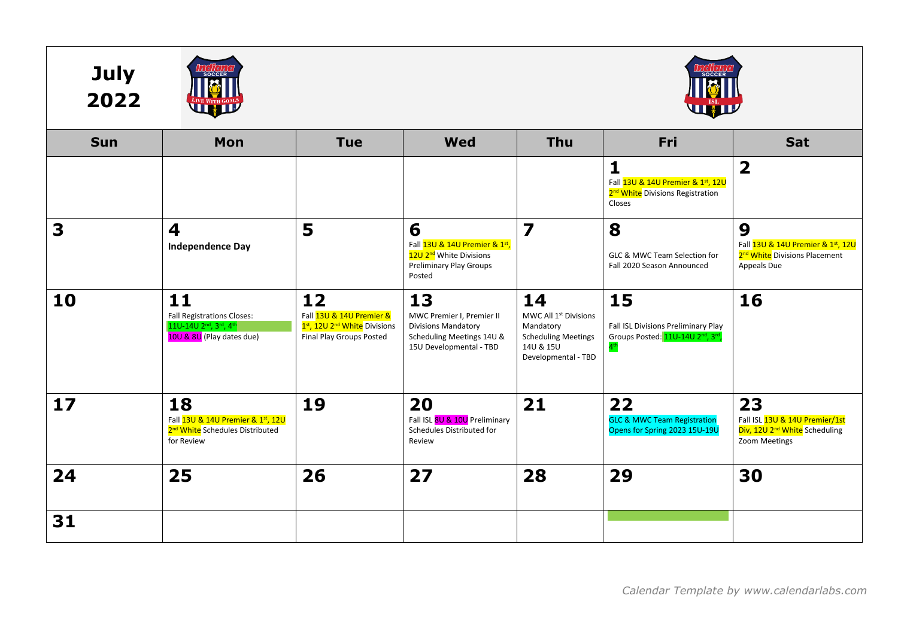# July 2022

| Sun | Mon | Tue | Wed | Thu | Fri | Sat |
|---|---|---|---|---|---|---|
| | | | | | **1** Fall 13U & 14U Premier & 1st, 12U 2nd White Divisions Registration Closes | **2** |
| **3** | **4** **Independence Day** | **5** | **6** Fall 13U & 14U Premier & 1st, 12U 2nd White Divisions Preliminary Play Groups Posted | **7** | **8** GLC & MWC Team Selection for Fall 2020 Season Announced | **9** Fall 13U & 14U Premier & 1st, 12U 2nd White Divisions Placement Appeals Due |
| **10** | **11** Fall Registrations Closes: 11U-14U 2nd, 3rd, 4th 10U & 8U (Play dates due) | **12** Fall 13U & 14U Premier & 1st, 12U 2nd White Divisions Final Play Groups Posted | **13** MWC Premier I, Premier II Divisions Mandatory Scheduling Meetings 14U & 15U Developmental - TBD | **14** MWC All 1st Divisions Mandatory Scheduling Meetings 14U & 15U Developmental - TBD | **15** Fall ISL Divisions Preliminary Play Groups Posted: 11U-14U 2nd, 3rd, 4th | **16** |
| **17** | **18** Fall 13U & 14U Premier & 1st, 12U 2nd White Schedules Distributed for Review | **19** | **20** Fall ISL 8U & 10U Preliminary Schedules Distributed for Review | **21** | **22** GLC & MWC Team Registration Opens for Spring 2023 15U-19U | **23** Fall ISL 13U & 14U Premier/1st Div, 12U 2nd White Scheduling Zoom Meetings |
| **24** | **25** | **26** | **27** | **28** | **29** | **30** |
| **31** | | | | | | |

*Calendar Template by www.calendarlabs.com*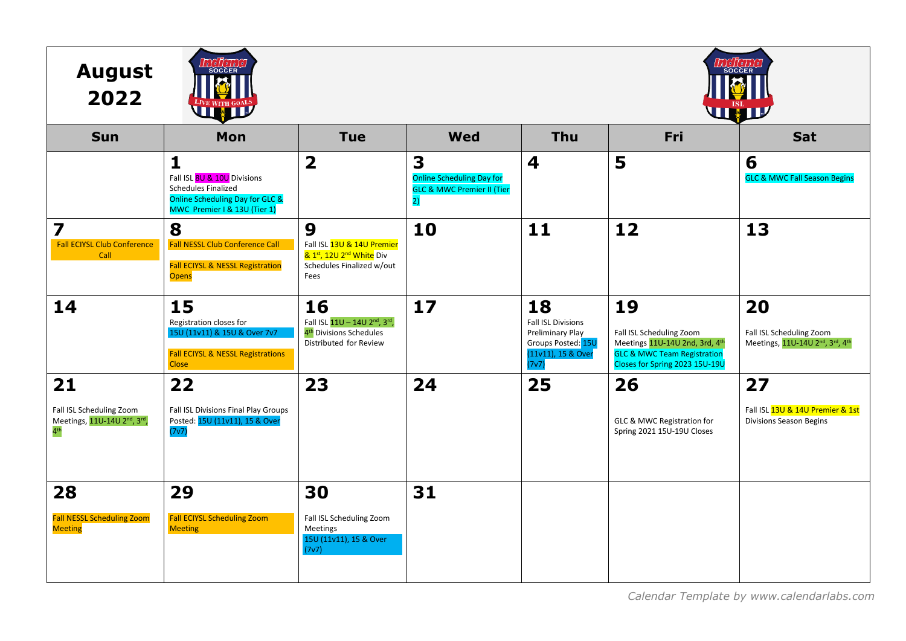# August 2022

| Sun | Mon | Tue | Wed | Thu | Fri | Sat |
|---|---|---|---|---|---|---|
| | **1** Fall ISL 8U & 10U Divisions Schedules Finalized<br>Online Scheduling Day for GLC & MWC Premier I & 13U (Tier 1) | **2** | **3** Online Scheduling Day for GLC & MWC Premier II (Tier 2) | **4** | **5** | **6** GLC & MWC Fall Season Begins |
| **7** Fall ECIYSL Club Conference Call | **8** Fall NESSL Club Conference Call<br>Fall ECIYSL & NESSL Registration Opens | **9** Fall ISL 13U & 14U Premier & 1st, 12U 2nd White Div Schedules Finalized w/out Fees | **10** | **11** | **12** | **13** |
| **14** | **15** Registration closes for 15U (11v11) & 15U & Over 7v7<br>Fall ECIYSL & NESSL Registrations Close | **16** Fall ISL 11U – 14U 2nd, 3rd, 4th Divisions Schedules Distributed for Review | **17** | **18** Fall ISL Divisions Preliminary Play Groups Posted: 15U (11v11), 15 & Over (7v7) | **19** Fall ISL Scheduling Zoom Meetings 11U-14U 2nd, 3rd, 4th<br>GLC & MWC Team Registration Closes for Spring 2023 15U-19U | **20** Fall ISL Scheduling Zoom Meetings, 11U-14U 2nd, 3rd, 4th |
| **21** Fall ISL Scheduling Zoom Meetings, 11U-14U 2nd, 3rd, 4th | **22** Fall ISL Divisions Final Play Groups Posted: 15U (11v11), 15 & Over (7v7) | **23** | **24** | **25** | **26** GLC & MWC Registration for Spring 2021 15U-19U Closes | **27** Fall ISL 13U & 14U Premier & 1st Divisions Season Begins |
| **28** Fall NESSL Scheduling Zoom Meeting | **29** Fall ECIYSL Scheduling Zoom Meeting | **30** Fall ISL Scheduling Zoom Meetings 15U (11v11), 15 & Over (7v7) | **31** | | | |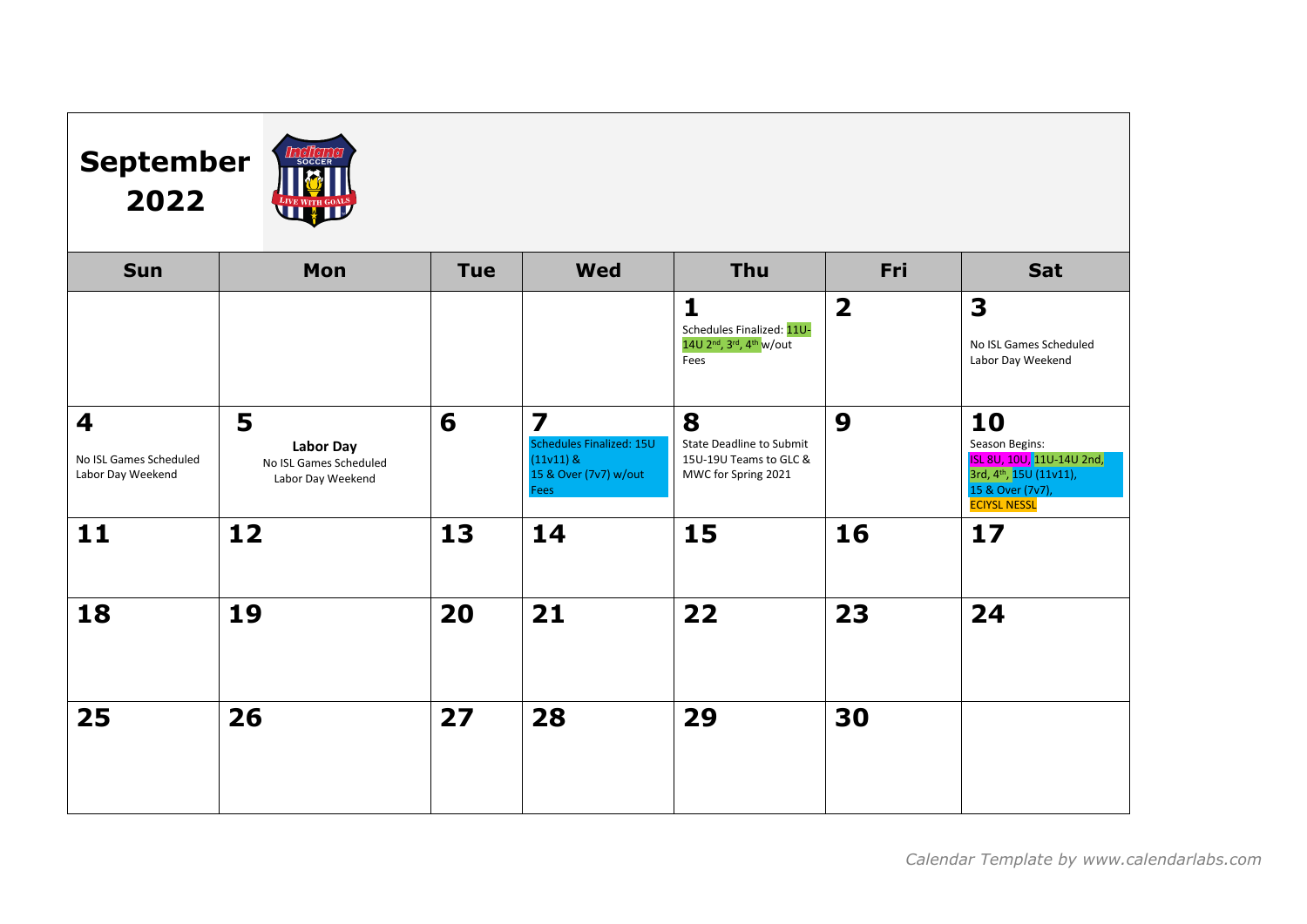# September 2022

| Sun | Mon | Tue | Wed | Thu | Fri | Sat |
|---|---|---|---|---|---|---|
| | | | | **1** Schedules Finalized: 11U-14U 2nd, 3rd, 4th w/out Fees | **2** | **3** No ISL Games Scheduled Labor Day Weekend |
| **4** No ISL Games Scheduled Labor Day Weekend | **5** **Labor Day** No ISL Games Scheduled Labor Day Weekend | **6** | **7** Schedules Finalized: 15U (11v11) & 15 & Over (7v7) w/out Fees | **8** State Deadline to Submit 15U-19U Teams to GLC & MWC for Spring 2021 | **9** | **10** Season Begins: ISL 8U, 10U, 11U-14U 2nd, 3rd, 4th, 15U (11v11), 15 & Over (7v7), ECIYSL NESSL |
| **11** | **12** | **13** | **14** | **15** | **16** | **17** |
| **18** | **19** | **20** | **21** | **22** | **23** | **24** |
| **25** | **26** | **27** | **28** | **29** | **30** | |

*Calendar Template by www.calendarlabs.com*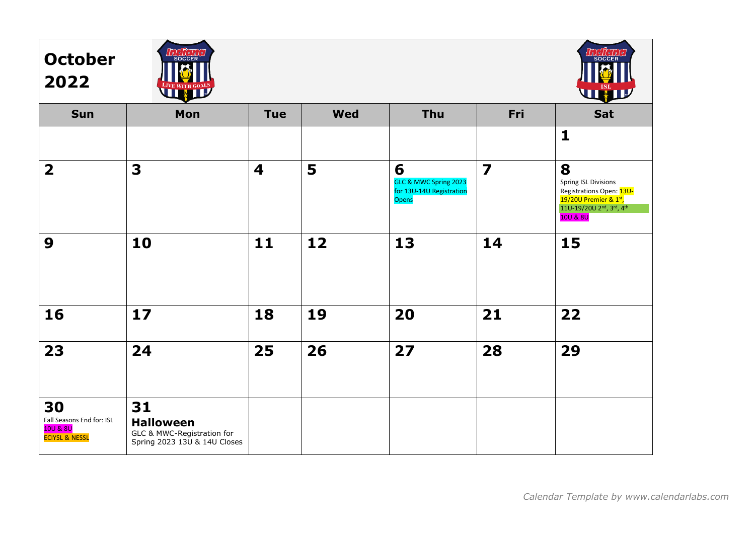# October 2022

| Sun | Mon | Tue | Wed | Thu | Fri | Sat |
|---|---|---|---|---|---|---|
| | | | | | | **1** |
| **2** | **3** | **4** | **5** | **6** GLC & MWC Spring 2023 for 13U-14U Registration Opens | **7** | **8** Spring ISL Divisions Registrations Open: 13U-19/20U Premier & 1st, 11U-19/20U 2nd, 3rd, 4th 10U & 8U |
| **9** | **10** | **11** | **12** | **13** | **14** | **15** |
| **16** | **17** | **18** | **19** | **20** | **21** | **22** |
| **23** | **24** | **25** | **26** | **27** | **28** | **29** |
| **30** Fall Seasons End for: ISL 10U & 8U ECIYSL & NESSL | **31** **Halloween** GLC & MWC-Registration for Spring 2023 13U & 14U Closes | | | | | |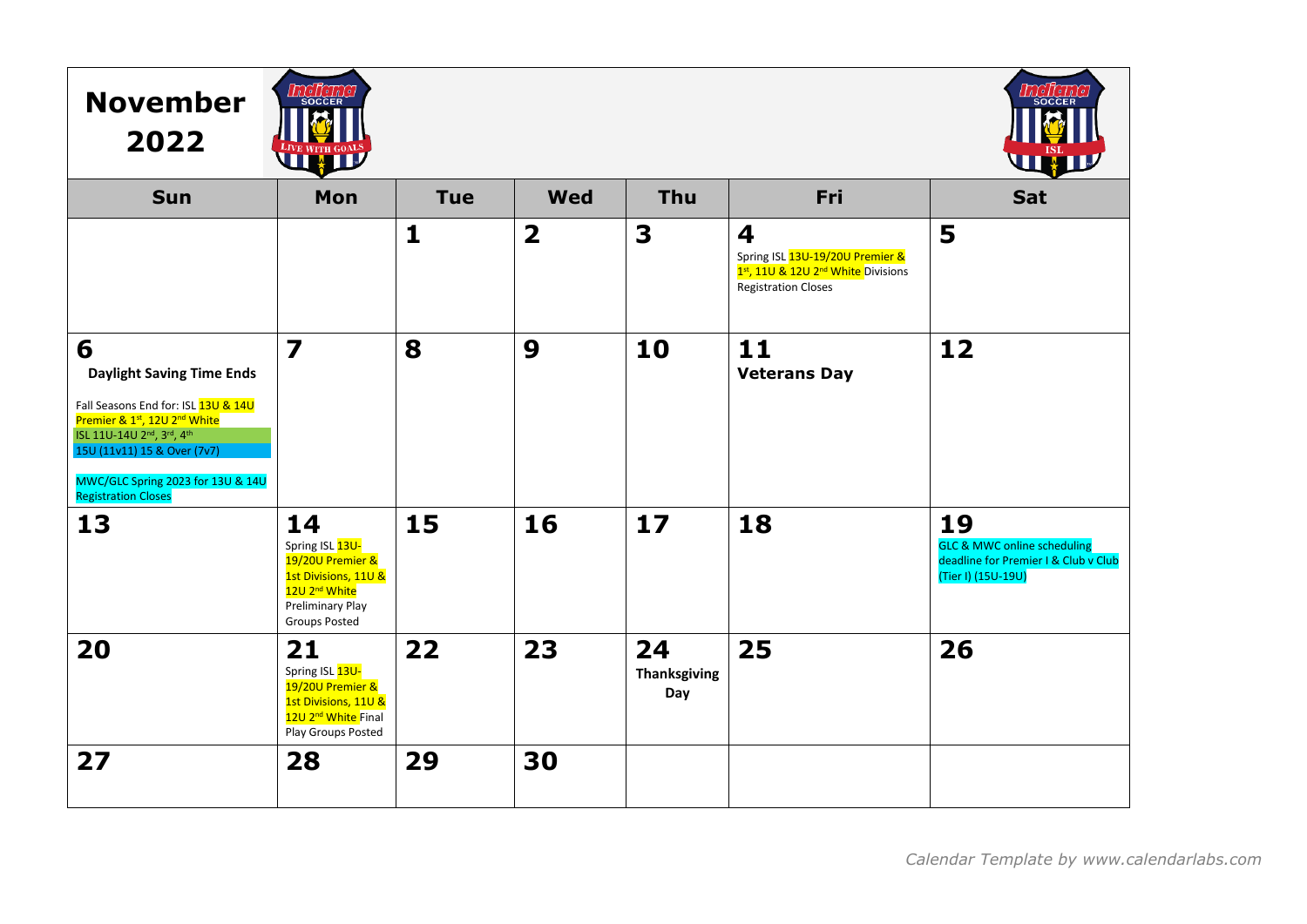# November 2022

| Sun | Mon | Tue | Wed | Thu | Fri | Sat |
|---|---|---|---|---|---|---|
| | | **1** | **2** | **3** | **4** Spring ISL 13U-19/20U Premier & 1st, 11U & 12U 2nd White Divisions Registration Closes | **5** |
| **6** **Daylight Saving Time Ends** Fall Seasons End for: ISL 13U & 14U Premier & 1st, 12U 2nd White ISL 11U-14U 2nd, 3rd, 4th 15U (11v11) 15 & Over (7v7) MWC/GLC Spring 2023 for 13U & 14U Registration Closes | **7** | **8** | **9** | **10** | **11** **Veterans Day** | **12** |
| **13** | **14** Spring ISL 13U-19/20U Premier & 1st Divisions, 11U & 12U 2nd White Preliminary Play Groups Posted | **15** | **16** | **17** | **18** | **19** GLC & MWC online scheduling deadline for Premier I & Club v Club (Tier I) (15U-19U) |
| **20** | **21** Spring ISL 13U-19/20U Premier & 1st Divisions, 11U & 12U 2nd White Final Play Groups Posted | **22** | **23** | **24** **Thanksgiving Day** | **25** | **26** |
| **27** | **28** | **29** | **30** | | | |

*Calendar Template by www.calendarlabs.com*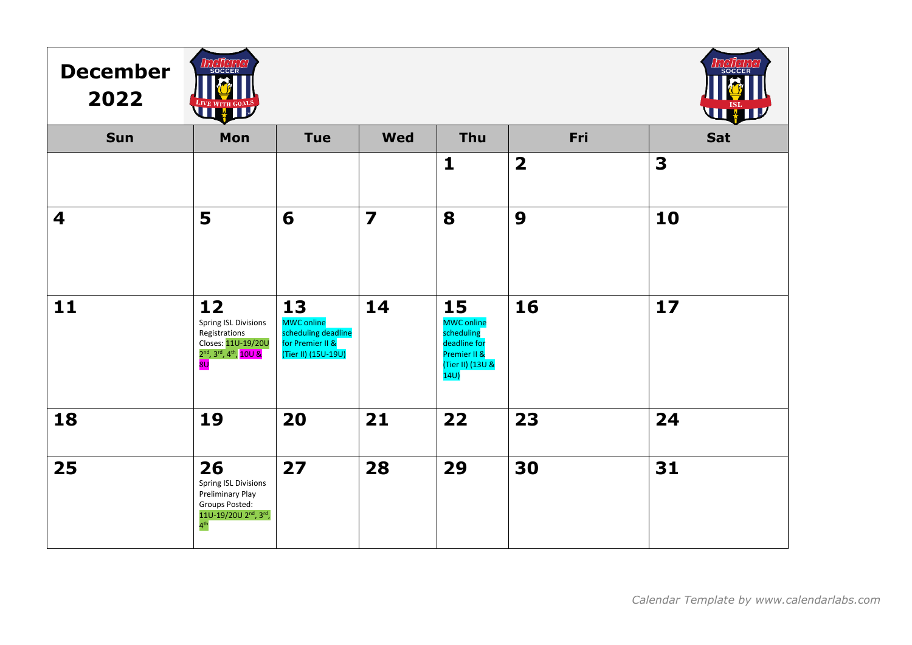# December 2022

| Sun | Mon | Tue | Wed | Thu | Fri | Sat |
|---|---|---|---|---|---|---|
| | | | | 1 | 2 | 3 |
| 4 | 5 | 6 | 7 | 8 | 9 | 10 |
| 11 | 12 Spring ISL Divisions Registrations Closes: 11U-19/20U 2nd, 3rd, 4th, 10U & 8U | 13 MWC online scheduling deadline for Premier II & (Tier II) (15U-19U) | 14 | 15 MWC online scheduling deadline for Premier II & (Tier II) (13U & 14U) | 16 | 17 |
| 18 | 19 | 20 | 21 | 22 | 23 | 24 |
| 25 | 26 Spring ISL Divisions Preliminary Play Groups Posted: 11U-19/20U 2nd, 3rd, 4th | 27 | 28 | 29 | 30 | 31 |

*Calendar Template by www.calendarlabs.com*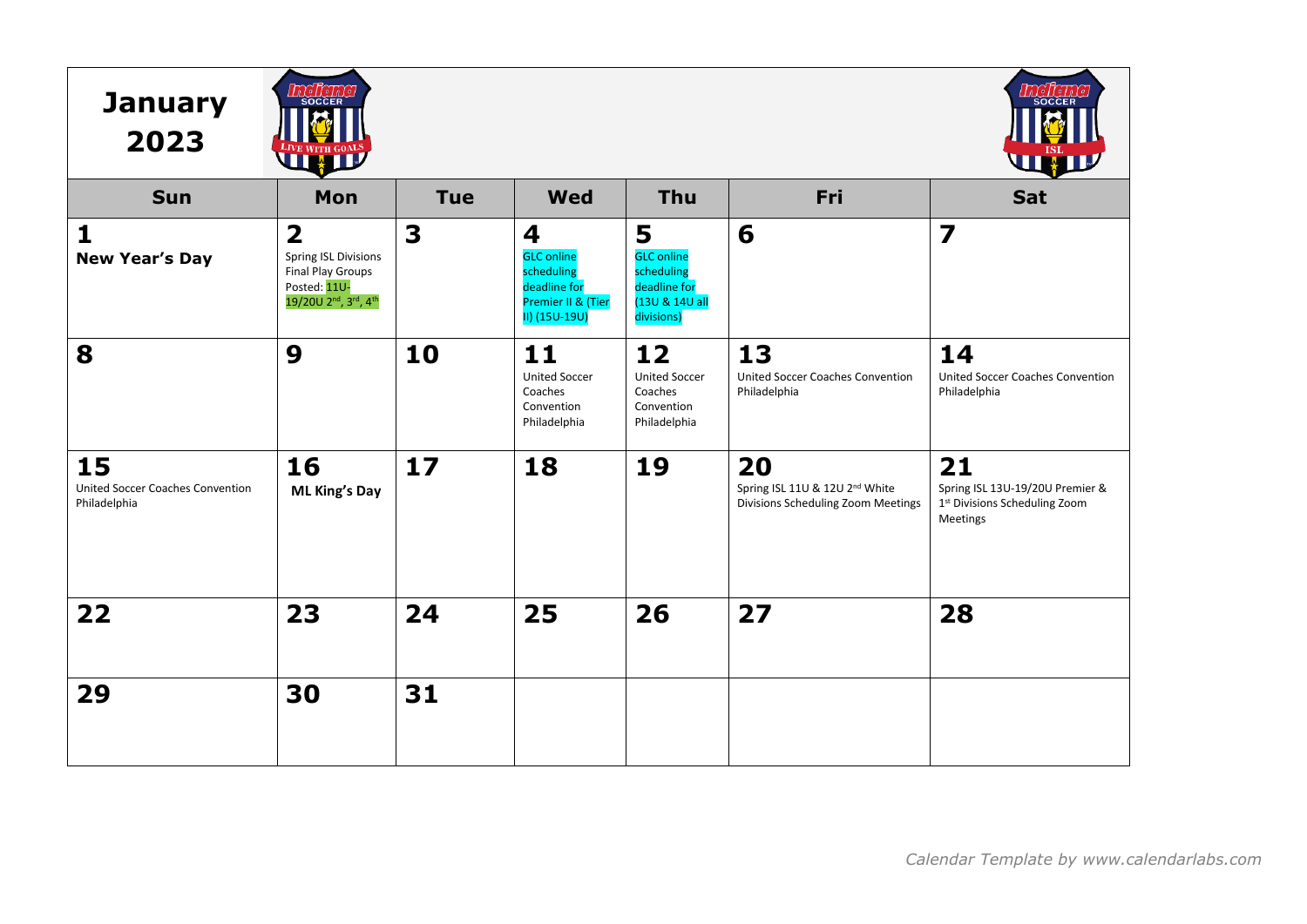# January 2023

| Sun | Mon | Tue | Wed | Thu | Fri | Sat |
|---|---|---|---|---|---|---|
| **1** **New Year's Day** | **2** Spring ISL Divisions Final Play Groups Posted: 11U-19/20U 2nd, 3rd, 4th | **3** | **4** GLC online scheduling deadline for Premier II & (Tier II) (15U-19U) | **5** GLC online scheduling deadline for (13U & 14U all divisions) | **6** | **7** |
| **8** | **9** | **10** | **11** United Soccer Coaches Convention Philadelphia | **12** United Soccer Coaches Convention Philadelphia | **13** United Soccer Coaches Convention Philadelphia | **14** United Soccer Coaches Convention Philadelphia |
| **15** United Soccer Coaches Convention Philadelphia | **16** **ML King's Day** | **17** | **18** | **19** | **20** Spring ISL 11U & 12U 2nd White Divisions Scheduling Zoom Meetings | **21** Spring ISL 13U-19/20U Premier & 1st Divisions Scheduling Zoom Meetings |
| **22** | **23** | **24** | **25** | **26** | **27** | **28** |
| **29** | **30** | **31** | | | | |

*Calendar Template by www.calendarlabs.com*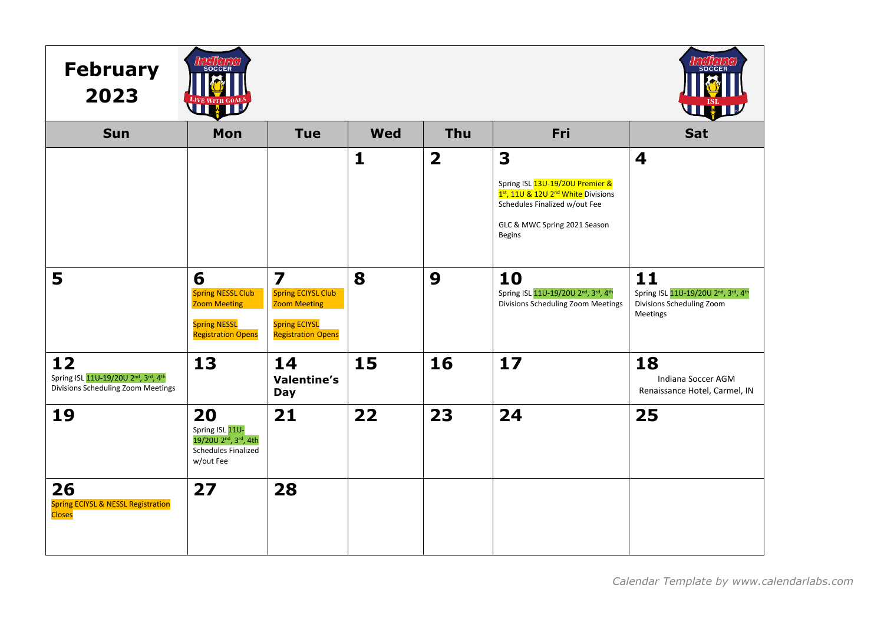# February 2023

| Sun | Mon | Tue | Wed | Thu | Fri | Sat |
|---|---|---|---|---|---|---|
| | | | **1** | **2** | **3** Spring ISL 13U-19/20U Premier & 1st, 11U & 12U 2nd White Divisions Schedules Finalized w/out Fee<br><br>GLC & MWC Spring 2021 Season Begins | **4** |
| **5** | **6** Spring NESSL Club Zoom Meeting<br><br>Spring NESSL Registration Opens | **7** Spring ECIYSL Club Zoom Meeting<br><br>Spring ECIYSL Registration Opens | **8** | **9** | **10** Spring ISL 11U-19/20U 2nd, 3rd, 4th Divisions Scheduling Zoom Meetings | **11** Spring ISL 11U-19/20U 2nd, 3rd, 4th Divisions Scheduling Zoom Meetings |
| **12** Spring ISL 11U-19/20U 2nd, 3rd, 4th Divisions Scheduling Zoom Meetings | **13** | **14** **Valentine's Day** | **15** | **16** | **17** | **18** Indiana Soccer AGM Renaissance Hotel, Carmel, IN |
| **19** | **20** Spring ISL 11U-19/20U 2nd, 3rd, 4th Schedules Finalized w/out Fee | **21** | **22** | **23** | **24** | **25** |
| **26** Spring ECIYSL & NESSL Registration Closes | **27** | **28** | | | | |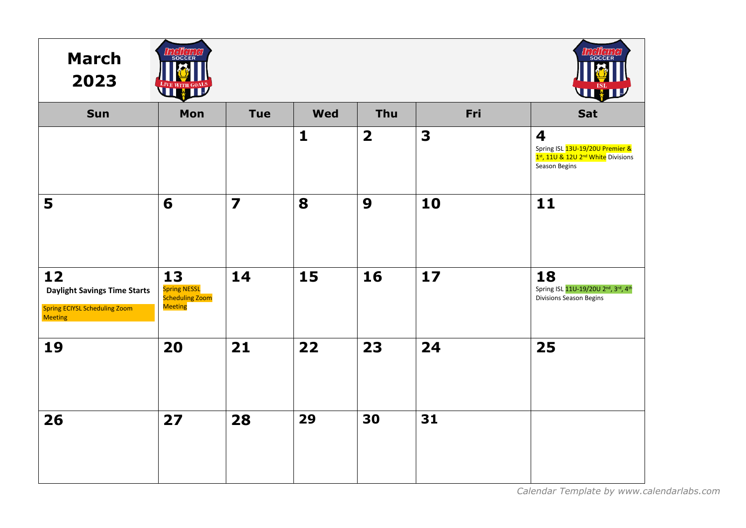# March 2023

| Sun | Mon | Tue | Wed | Thu | Fri | Sat |
|---|---|---|---|---|---|---|
| | | | 1 | 2 | 3 | 4 Spring ISL 13U-19/20U Premier & 1st, 11U & 12U 2nd White Divisions Season Begins |
| 5 | 6 | 7 | 8 | 9 | 10 | 11 |
| 12 **Daylight Savings Time Starts** Spring ECIYSL Scheduling Zoom Meeting | 13 Spring NESSL Scheduling Zoom Meeting | 14 | 15 | 16 | 17 | 18 Spring ISL 11U-19/20U 2nd, 3rd, 4th Divisions Season Begins |
| 19 | 20 | 21 | 22 | 23 | 24 | 25 |
| 26 | 27 | 28 | 29 | 30 | 31 | |

*Calendar Template by www.calendarlabs.com*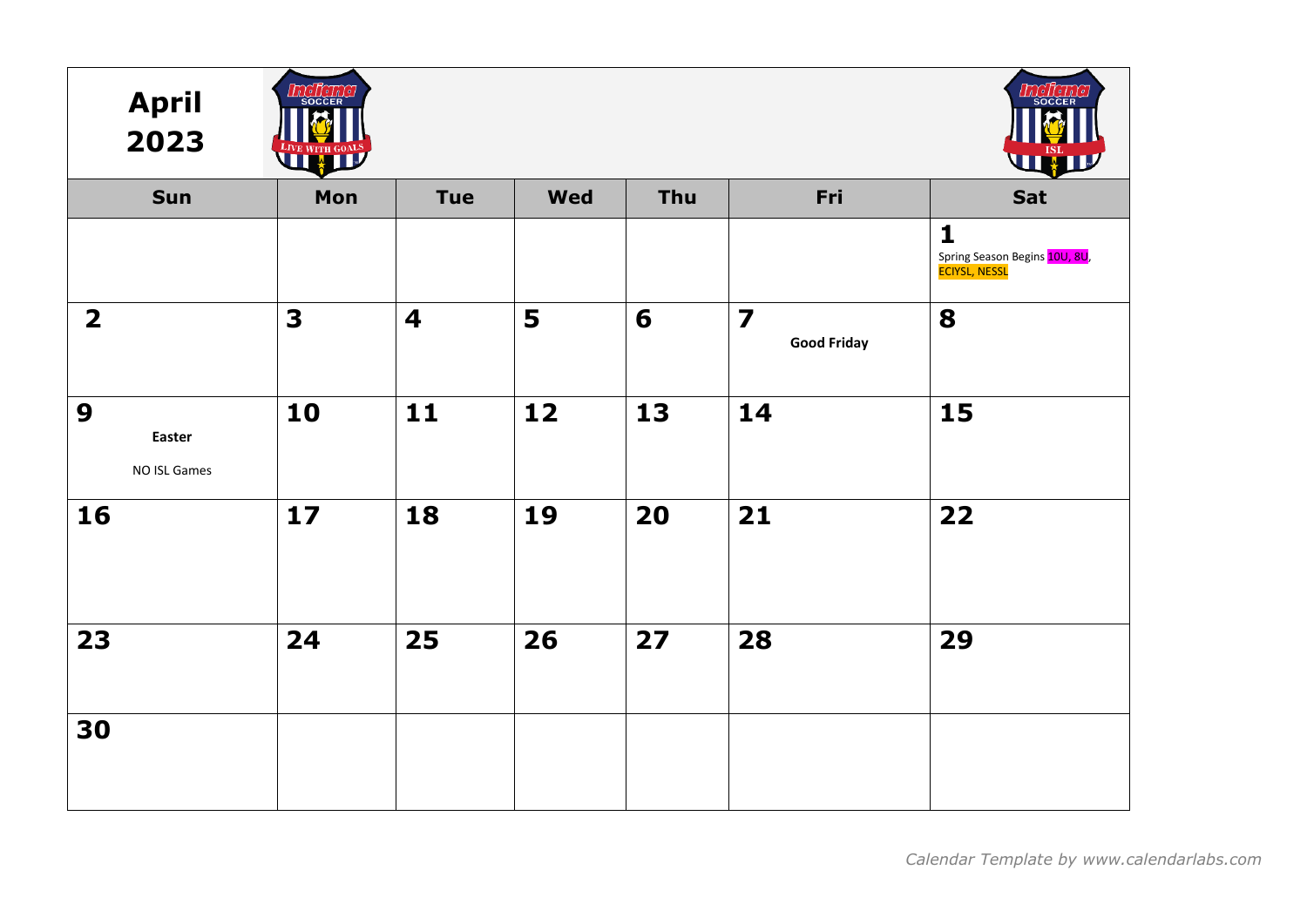# April 2023

| Sun | Mon | Tue | Wed | Thu | Fri | Sat |
|---|---|---|---|---|---|---|
| | | | | | | **1** Spring Season Begins 10U, 8U, ECIYSL, NESSL |
| **2** | **3** | **4** | **5** | **6** | **7** **Good Friday** | **8** |
| **9** **Easter** NO ISL Games | **10** | **11** | **12** | **13** | **14** | **15** |
| **16** | **17** | **18** | **19** | **20** | **21** | **22** |
| **23** | **24** | **25** | **26** | **27** | **28** | **29** |
| **30** | | | | | | |

*Calendar Template by www.calendarlabs.com*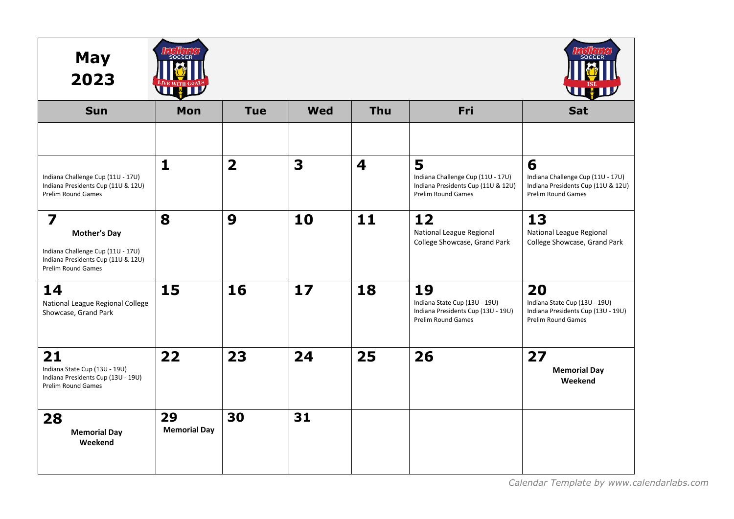# May 2023

| Sun | Mon | Tue | Wed | Thu | Fri | Sat |
|---|---|---|---|---|---|---|
| | | | | | | |
| Indiana Challenge Cup (11U - 17U) Indiana Presidents Cup (11U & 12U) Prelim Round Games | **1** | **2** | **3** | **4** | **5** Indiana Challenge Cup (11U - 17U) Indiana Presidents Cup (11U & 12U) Prelim Round Games | **6** Indiana Challenge Cup (11U - 17U) Indiana Presidents Cup (11U & 12U) Prelim Round Games |
| **7** **Mother's Day** Indiana Challenge Cup (11U - 17U) Indiana Presidents Cup (11U & 12U) Prelim Round Games | **8** | **9** | **10** | **11** | **12** National League Regional College Showcase, Grand Park | **13** National League Regional College Showcase, Grand Park |
| **14** National League Regional College Showcase, Grand Park | **15** | **16** | **17** | **18** | **19** Indiana State Cup (13U - 19U) Indiana Presidents Cup (13U - 19U) Prelim Round Games | **20** Indiana State Cup (13U - 19U) Indiana Presidents Cup (13U - 19U) Prelim Round Games |
| **21** Indiana State Cup (13U - 19U) Indiana Presidents Cup (13U - 19U) Prelim Round Games | **22** | **23** | **24** | **25** | **26** | **27** **Memorial Day Weekend** |
| **28** **Memorial Day Weekend** | **29** **Memorial Day** | **30** | **31** | | | |

*Calendar Template by www.calendarlabs.com*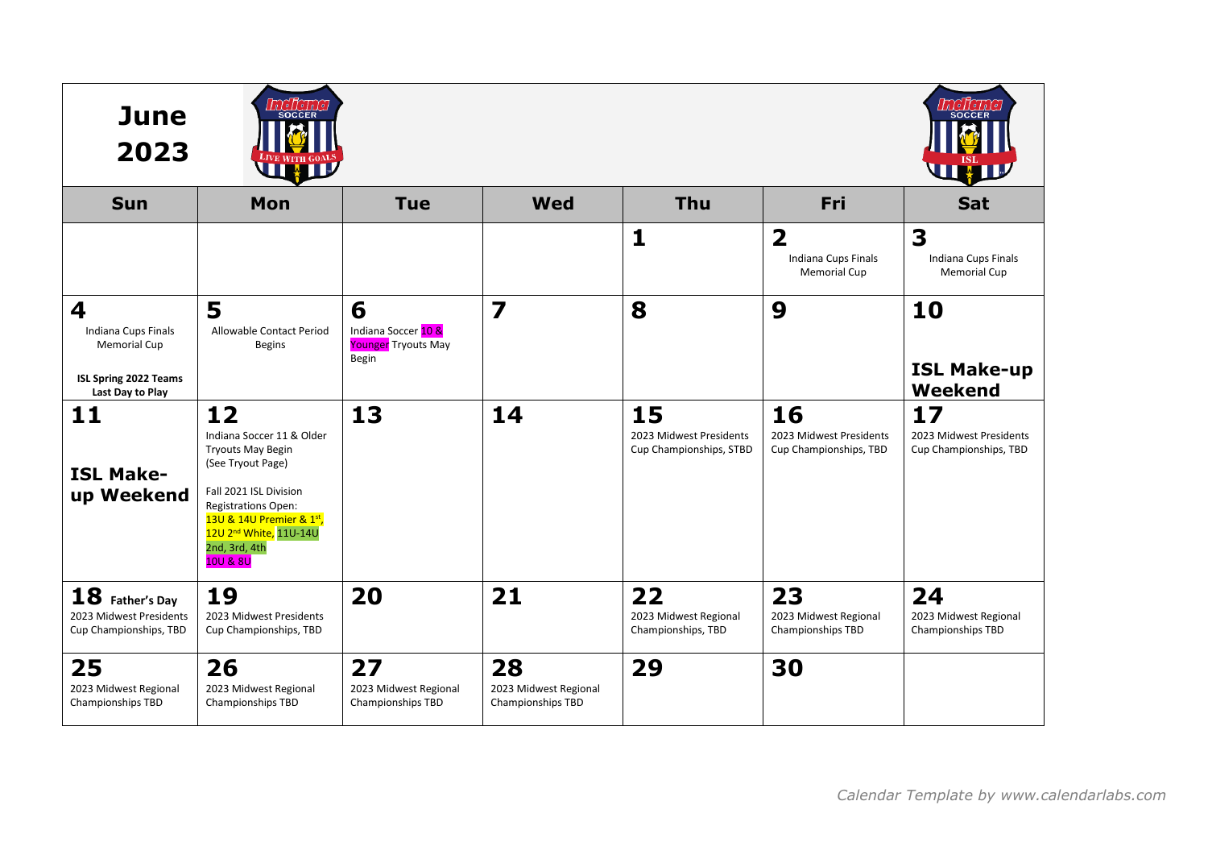# June 2023

| Sun | Mon | Tue | Wed | Thu | Fri | Sat |
|---|---|---|---|---|---|---|
| | | | | **1** | **2** Indiana Cups Finals Memorial Cup | **3** Indiana Cups Finals Memorial Cup |
| **4** Indiana Cups Finals Memorial Cup<br>**ISL Spring 2022 Teams Last Day to Play** | **5** Allowable Contact Period Begins | **6** Indiana Soccer 10 & Younger Tryouts May Begin | **7** | **8** | **9** | **10** **ISL Make-up Weekend** |
| **11** **ISL Make-up Weekend** | **12** Indiana Soccer 11 & Older Tryouts May Begin (See Tryout Page)<br>Fall 2021 ISL Division Registrations Open: 13U & 14U Premier & 1st, 12U 2nd White, 11U-14U 2nd, 3rd, 4th 10U & 8U | **13** | **14** | **15** 2023 Midwest Presidents Cup Championships, STBD | **16** 2023 Midwest Presidents Cup Championships, TBD | **17** 2023 Midwest Presidents Cup Championships, TBD |
| **18** **Father's Day** 2023 Midwest Presidents Cup Championships, TBD | **19** 2023 Midwest Presidents Cup Championships, TBD | **20** | **21** | **22** 2023 Midwest Regional Championships, TBD | **23** 2023 Midwest Regional Championships TBD | **24** 2023 Midwest Regional Championships TBD |
| **25** 2023 Midwest Regional Championships TBD | **26** 2023 Midwest Regional Championships TBD | **27** 2023 Midwest Regional Championships TBD | **28** 2023 Midwest Regional Championships TBD | **29** | **30** | |

*Calendar Template by www.calendarlabs.com*